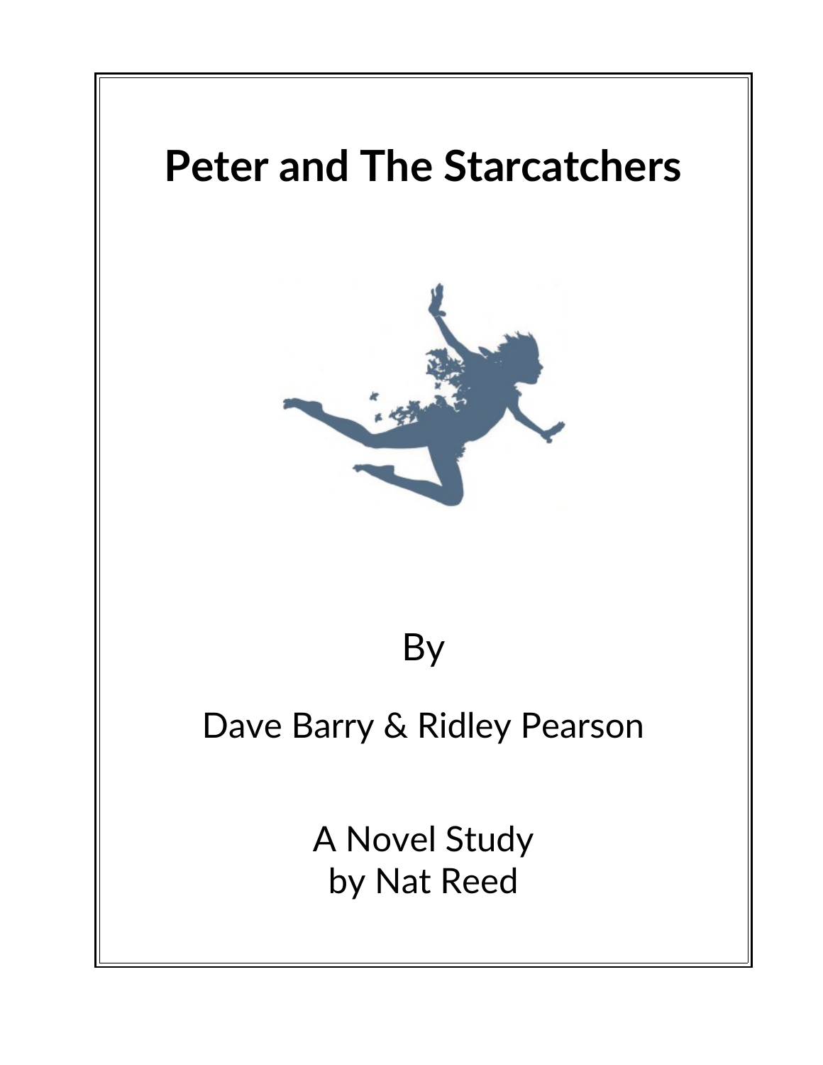# Peter and The Starcatchers

By

Dave Barry & Ridley Pearson

A Novel Study
by Nat Reed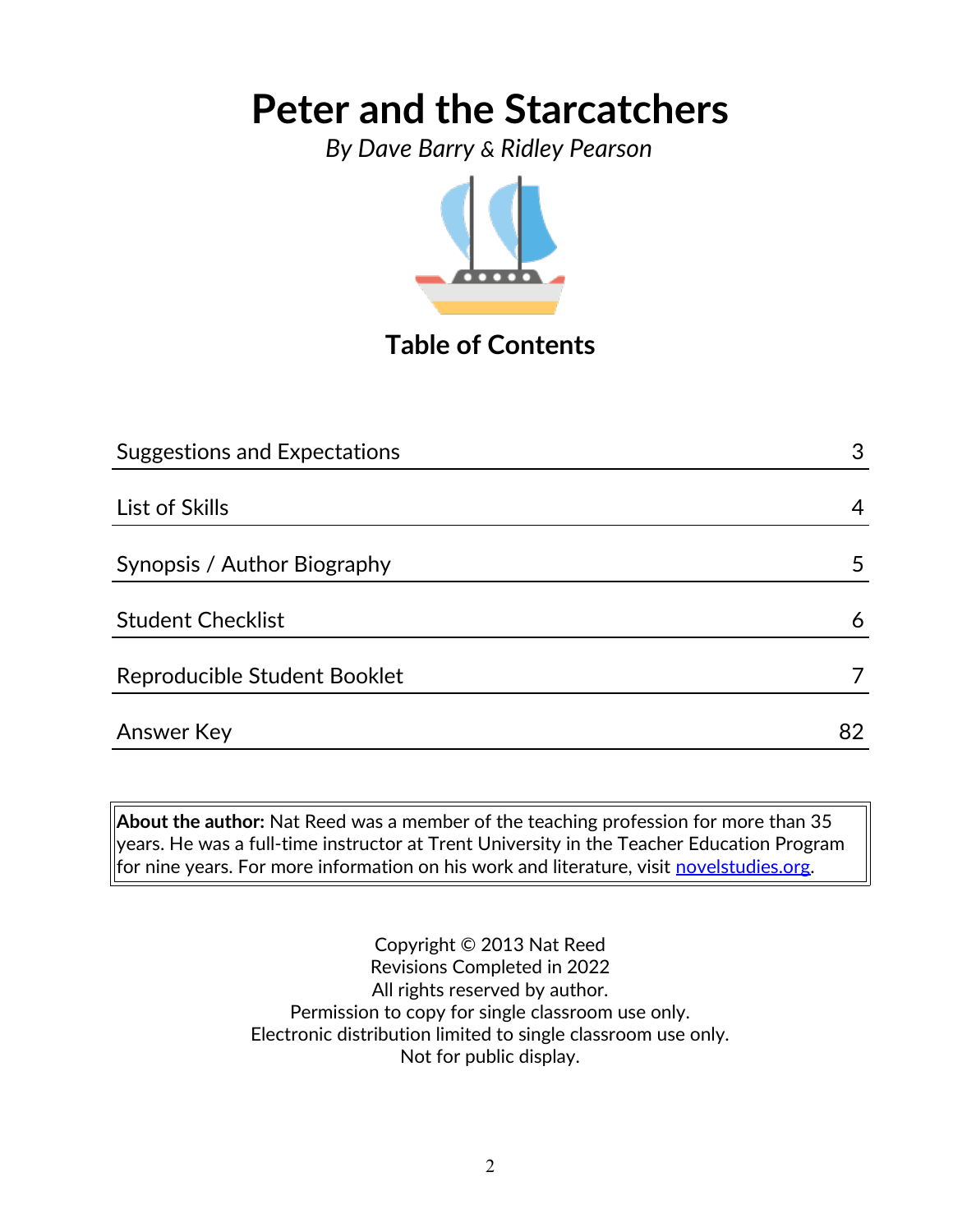# Peter and the Starcatchers

*By Dave Barry & Ridley Pearson*

## Table of Contents

| Section | Page |
| --- | --- |
| Suggestions and Expectations | 3 |
| List of Skills | 4 |
| Synopsis / Author Biography | 5 |
| Student Checklist | 6 |
| Reproducible Student Booklet | 7 |
| Answer Key | 82 |

**About the author:** Nat Reed was a member of the teaching profession for more than 35 years. He was a full-time instructor at Trent University in the Teacher Education Program for nine years. For more information on his work and literature, visit novelstudies.org.

Copyright © 2013 Nat Reed
Revisions Completed in 2022
All rights reserved by author.
Permission to copy for single classroom use only.
Electronic distribution limited to single classroom use only.
Not for public display.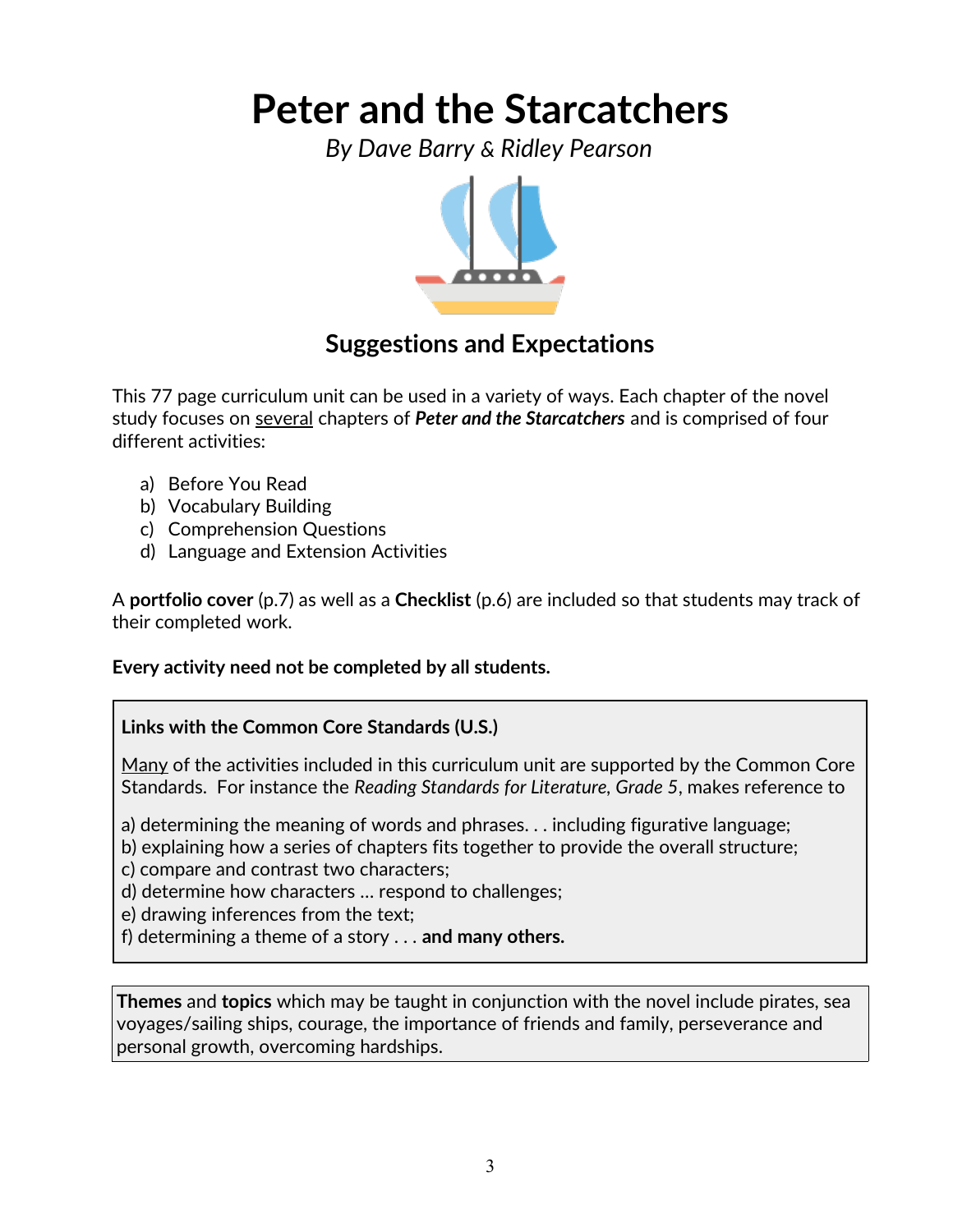# Peter and the Starcatchers

*By Dave Barry & Ridley Pearson*

## Suggestions and Expectations

This 77 page curriculum unit can be used in a variety of ways. Each chapter of the novel study focuses on several chapters of ***Peter and the Starcatchers*** and is comprised of four different activities:

a) Before You Read
b) Vocabulary Building
c) Comprehension Questions
d) Language and Extension Activities

A **portfolio cover** (p.7) as well as a **Checklist** (p.6) are included so that students may track of their completed work.

**Every activity need not be completed by all students.**

**Links with the Common Core Standards (U.S.)**

Many of the activities included in this curriculum unit are supported by the Common Core Standards. For instance the *Reading Standards for Literature, Grade 5*, makes reference to

a) determining the meaning of words and phrases. . . including figurative language;
b) explaining how a series of chapters fits together to provide the overall structure;
c) compare and contrast two characters;
d) determine how characters … respond to challenges;
e) drawing inferences from the text;
f) determining a theme of a story . . . **and many others.**

**Themes** and **topics** which may be taught in conjunction with the novel include pirates, sea voyages/sailing ships, courage, the importance of friends and family, perseverance and personal growth, overcoming hardships.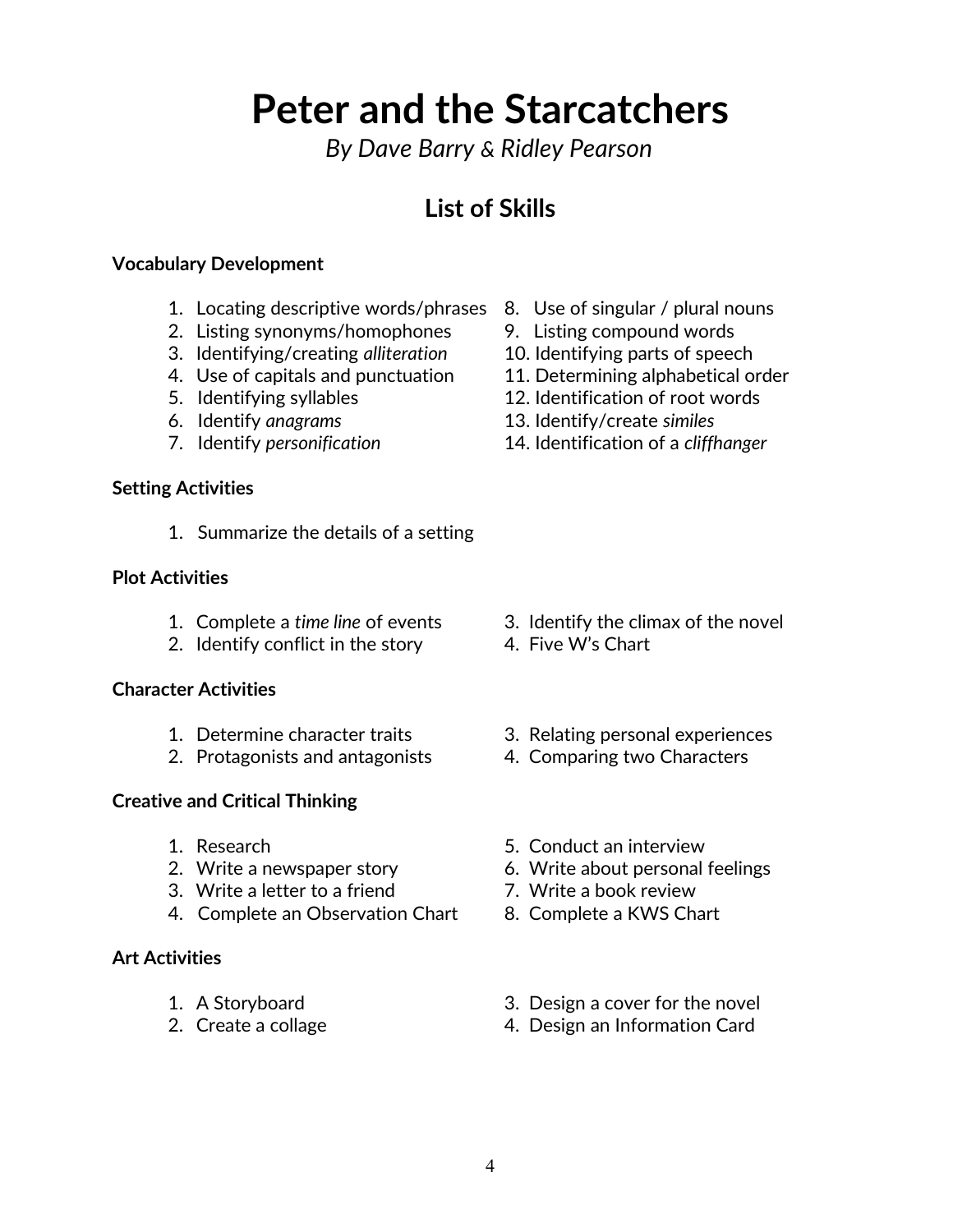# Peter and the Starcatchers

*By Dave Barry & Ridley Pearson*

## List of Skills

**Vocabulary Development**

1. Locating descriptive words/phrases
2. Listing synonyms/homophones
3. Identifying/creating *alliteration*
4. Use of capitals and punctuation
5. Identifying syllables
6. Identify *anagrams*
7. Identify *personification*
8. Use of singular / plural nouns
9. Listing compound words
10. Identifying parts of speech
11. Determining alphabetical order
12. Identification of root words
13. Identify/create *similes*
14. Identification of a *cliffhanger*

**Setting Activities**

1. Summarize the details of a setting

**Plot Activities**

1. Complete a *time line* of events
2. Identify conflict in the story
3. Identify the climax of the novel
4. Five W's Chart

**Character Activities**

1. Determine character traits
2. Protagonists and antagonists
3. Relating personal experiences
4. Comparing two Characters

**Creative and Critical Thinking**

1. Research
2. Write a newspaper story
3. Write a letter to a friend
4. Complete an Observation Chart
5. Conduct an interview
6. Write about personal feelings
7. Write a book review
8. Complete a KWS Chart

**Art Activities**

1. A Storyboard
2. Create a collage
3. Design a cover for the novel
4. Design an Information Card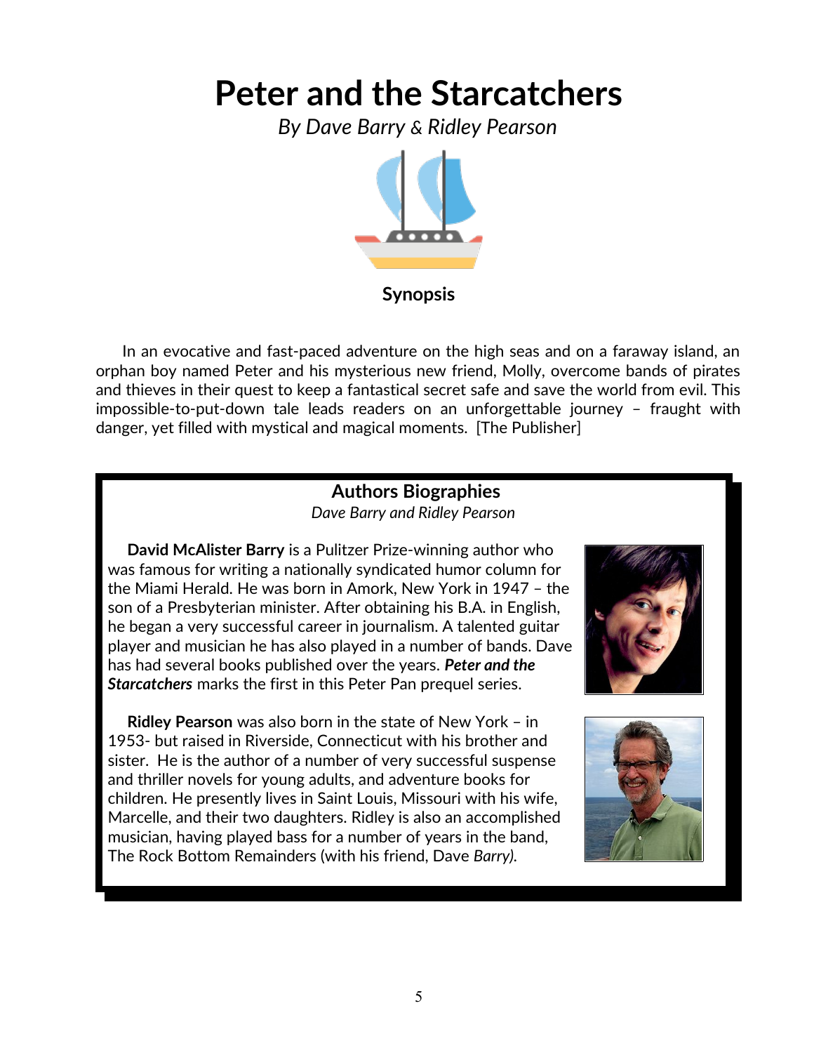# Peter and the Starcatchers

*By Dave Barry & Ridley Pearson*

**Synopsis**

In an evocative and fast-paced adventure on the high seas and on a faraway island, an orphan boy named Peter and his mysterious new friend, Molly, overcome bands of pirates and thieves in their quest to keep a fantastical secret safe and save the world from evil. This impossible-to-put-down tale leads readers on an unforgettable journey – fraught with danger, yet filled with mystical and magical moments. [The Publisher]

## Authors Biographies

*Dave Barry and Ridley Pearson*

**David McAlister Barry** is a Pulitzer Prize-winning author who was famous for writing a nationally syndicated humor column for the Miami Herald. He was born in Amork, New York in 1947 – the son of a Presbyterian minister. After obtaining his B.A. in English, he began a very successful career in journalism. A talented guitar player and musician he has also played in a number of bands. Dave has had several books published over the years. ***Peter and the Starcatchers*** marks the first in this Peter Pan prequel series.

**Ridley Pearson** was also born in the state of New York – in 1953- but raised in Riverside, Connecticut with his brother and sister. He is the author of a number of very successful suspense and thriller novels for young adults, and adventure books for children. He presently lives in Saint Louis, Missouri with his wife, Marcelle, and their two daughters. Ridley is also an accomplished musician, having played bass for a number of years in the band, The Rock Bottom Remainders (with his friend, Dave *Barry).*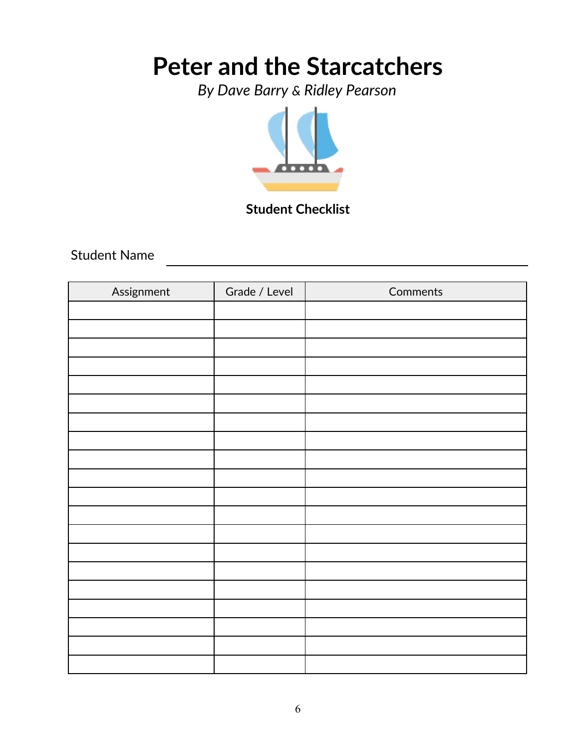# Peter and the Starcatchers

*By Dave Barry & Ridley Pearson*

**Student Checklist**

Student Name ______________________________

| Assignment | Grade / Level | Comments |
|---|---|---|
| | | |
| | | |
| | | |
| | | |
| | | |
| | | |
| | | |
| | | |
| | | |
| | | |
| | | |
| | | |
| | | |
| | | |
| | | |
| | | |
| | | |
| | | |
| | | |
| | | |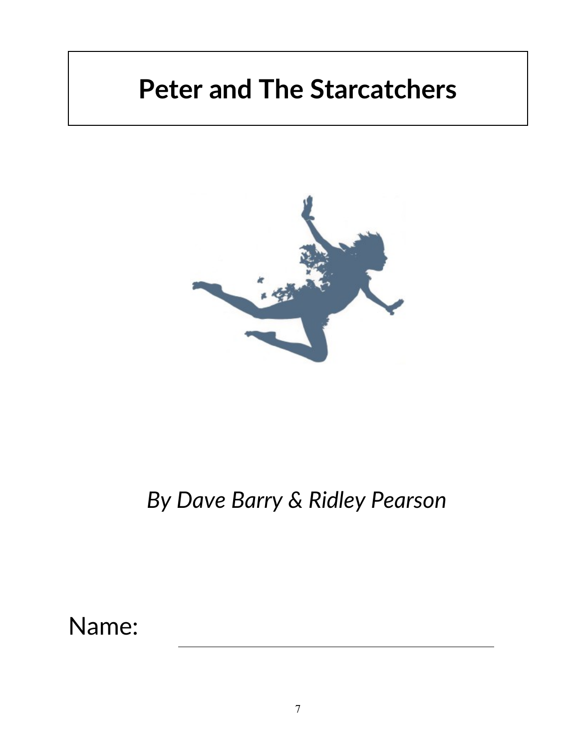# Peter and The Starcatchers

*By Dave Barry & Ridley Pearson*

Name: ______________________________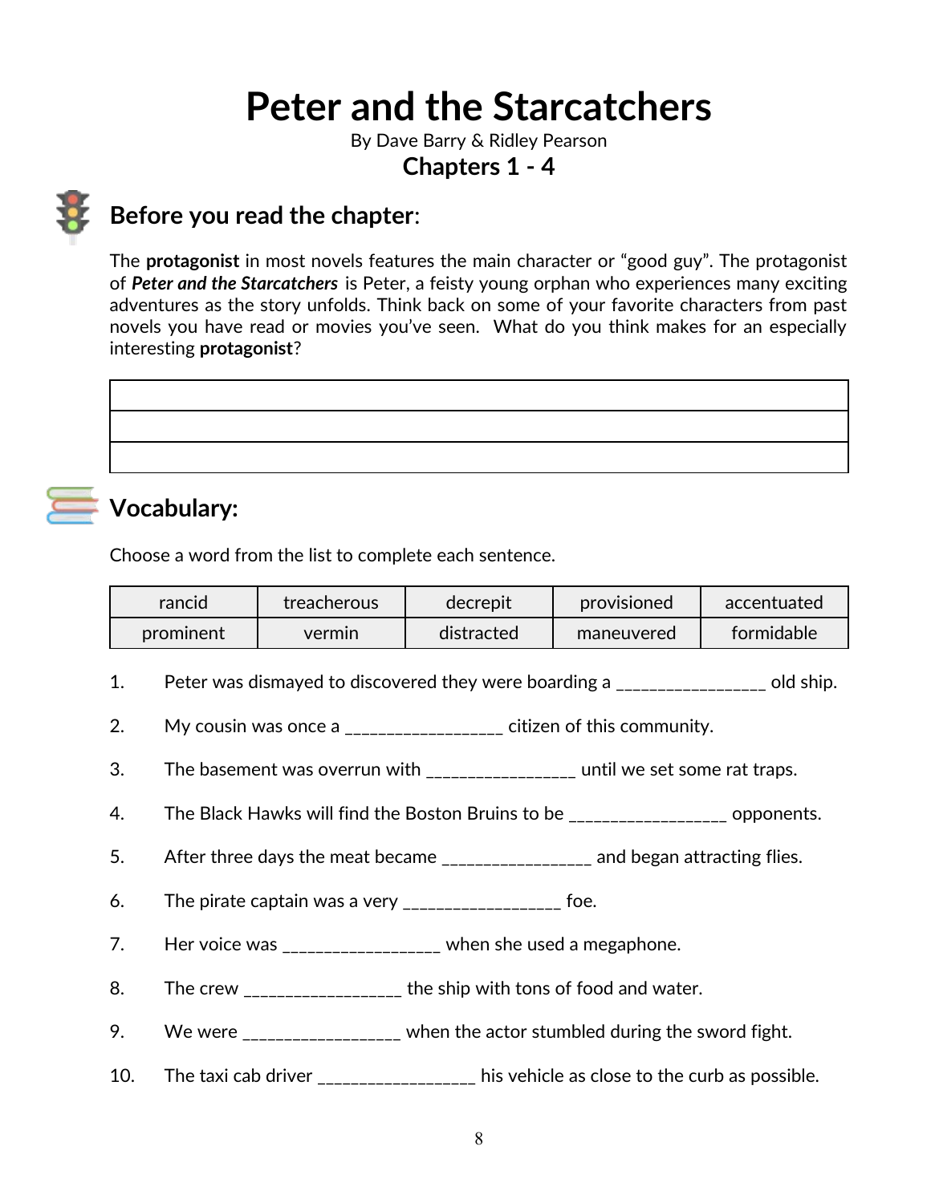# Peter and the Starcatchers

By Dave Barry & Ridley Pearson

## Chapters 1 - 4

## Before you read the chapter:

The **protagonist** in most novels features the main character or "good guy". The protagonist of ***Peter and the Starcatchers*** is Peter, a feisty young orphan who experiences many exciting adventures as the story unfolds. Think back on some of your favorite characters from past novels you have read or movies you've seen. What do you think makes for an especially interesting **protagonist**?

| |
|---|
| |
| |
| |

## Vocabulary:

Choose a word from the list to complete each sentence.

| rancid | treacherous | decrepit | provisioned | accentuated |
|---|---|---|---|---|
| prominent | vermin | distracted | maneuvered | formidable |

1. Peter was dismayed to discovered they were boarding a _________________ old ship.
2. My cousin was once a _________________ citizen of this community.
3. The basement was overrun with ________________ until we set some rat traps.
4. The Black Hawks will find the Boston Bruins to be _________________ opponents.
5. After three days the meat became ________________ and began attracting flies.
6. The pirate captain was a very _________________ foe.
7. Her voice was _________________ when she used a megaphone.
8. The crew _________________ the ship with tons of food and water.
9. We were _________________ when the actor stumbled during the sword fight.
10. The taxi cab driver _________________ his vehicle as close to the curb as possible.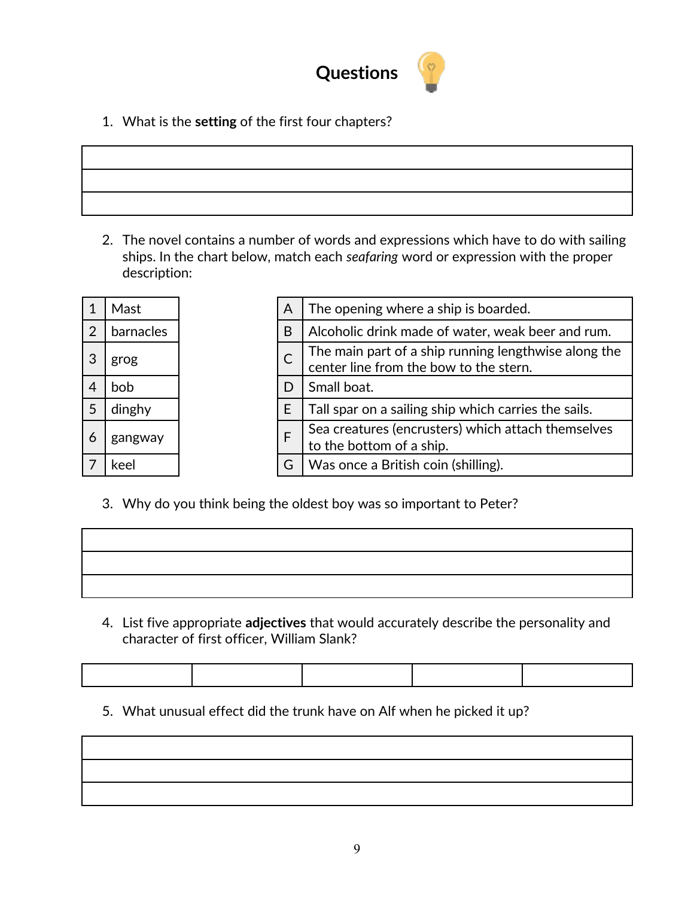# Questions

1. What is the **setting** of the first four chapters?

| |
|---|
| |
| |

2. The novel contains a number of words and expressions which have to do with sailing ships. In the chart below, match each *seafaring* word or expression with the proper description:

| | |
|---|---|
| 1 | Mast |
| 2 | barnacles |
| 3 | grog |
| 4 | bob |
| 5 | dinghy |
| 6 | gangway |
| 7 | keel |

| | |
|---|---|
| A | The opening where a ship is boarded. |
| B | Alcoholic drink made of water, weak beer and rum. |
| C | The main part of a ship running lengthwise along the center line from the bow to the stern. |
| D | Small boat. |
| E | Tall spar on a sailing ship which carries the sails. |
| F | Sea creatures (encrusters) which attach themselves to the bottom of a ship. |
| G | Was once a British coin (shilling). |

3. Why do you think being the oldest boy was so important to Peter?

| |
|---|
| |
| |

4. List five appropriate **adjectives** that would accurately describe the personality and character of first officer, William Slank?

| | | | | |
|---|---|---|---|---|
| | | | | |

5. What unusual effect did the trunk have on Alf when he picked it up?

| |
|---|
| |
| |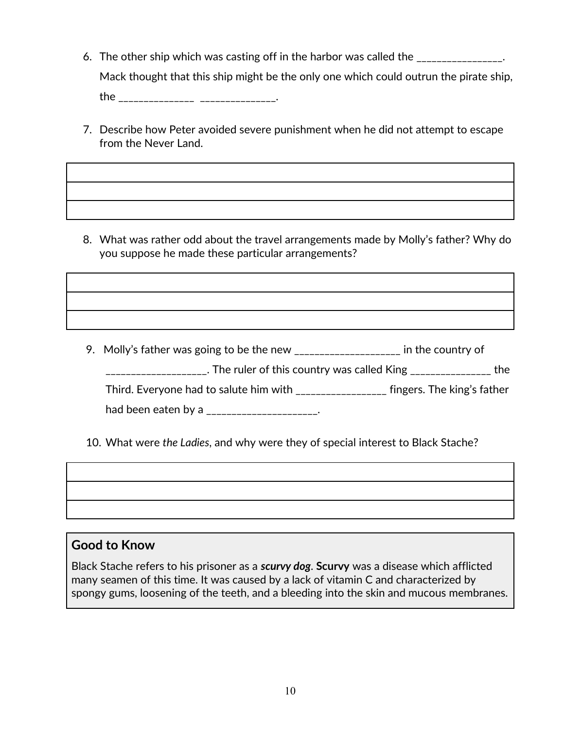6. The other ship which was casting off in the harbor was called the ________________. Mack thought that this ship might be the only one which could outrun the pirate ship, the ______________ ______________.

7. Describe how Peter avoided severe punishment when he did not attempt to escape from the Never Land.

| |
|---|
| |
| |

8. What was rather odd about the travel arrangements made by Molly's father? Why do you suppose he made these particular arrangements?

| |
|---|
| |
| |

9. Molly's father was going to be the new ___________________ in the country of __________________. The ruler of this country was called King _______________ the Third. Everyone had to salute him with ________________ fingers. The king's father had been eaten by a ____________________.

10. What were *the Ladies*, and why were they of special interest to Black Stache?

| |
|---|
| |
| |

**Good to Know**

Black Stache refers to his prisoner as a ***scurvy dog***. **Scurvy** was a disease which afflicted many seamen of this time. It was caused by a lack of vitamin C and characterized by spongy gums, loosening of the teeth, and a bleeding into the skin and mucous membranes.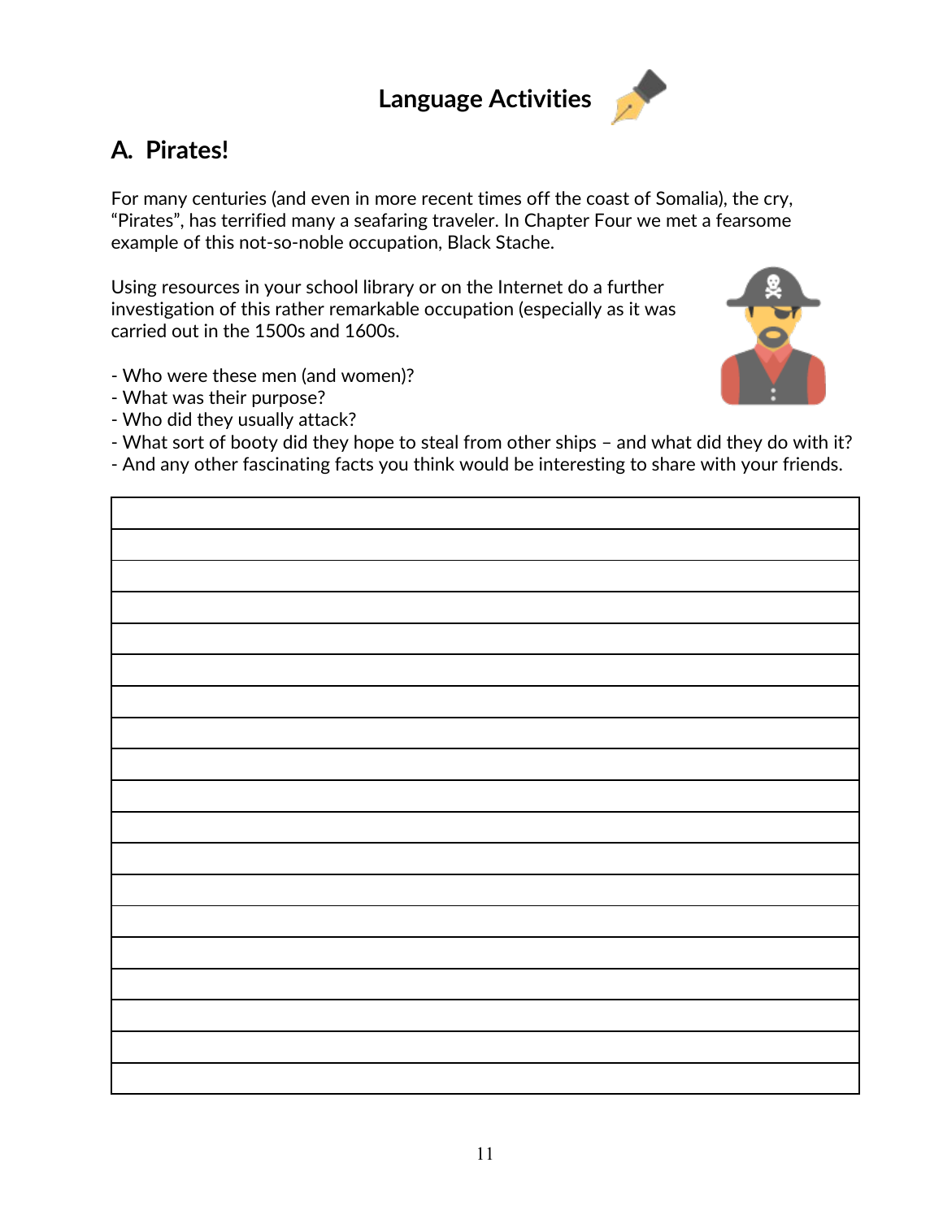# Language Activities

## A. Pirates!

For many centuries (and even in more recent times off the coast of Somalia), the cry, “Pirates”, has terrified many a seafaring traveler. In Chapter Four we met a fearsome example of this not-so-noble occupation, Black Stache.

Using resources in your school library or on the Internet do a further investigation of this rather remarkable occupation (especially as it was carried out in the 1500s and 1600s.

- Who were these men (and women)?
- What was their purpose?
- Who did they usually attack?
- What sort of booty did they hope to steal from other ships – and what did they do with it?
- And any other fascinating facts you think would be interesting to share with your friends.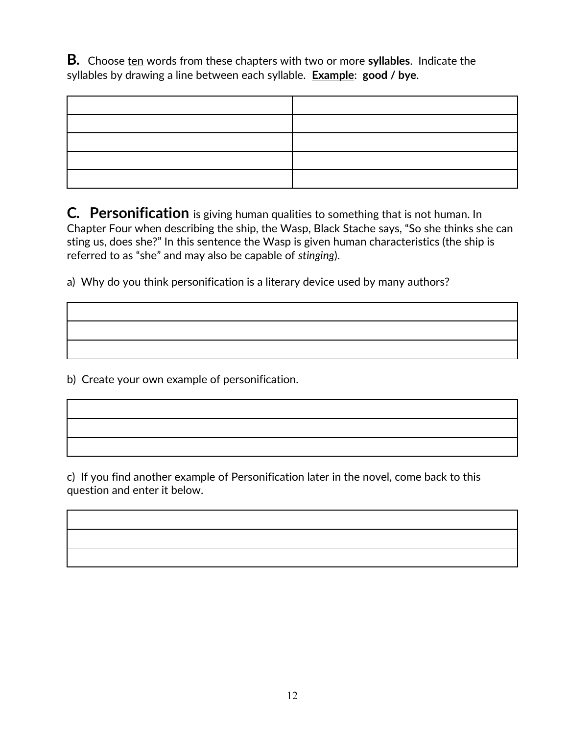**B.** Choose <u>ten</u> words from these chapters with two or more **syllables**. Indicate the syllables by drawing a line between each syllable. **<u>Example</u>**: **good / bye**.

| | |
|---|---|
| | |
| | |
| | |
| | |
| | |

**C. Personification** is giving human qualities to something that is not human. In Chapter Four when describing the ship, the Wasp, Black Stache says, "So she thinks she can sting us, does she?" In this sentence the Wasp is given human characteristics (the ship is referred to as "she" and may also be capable of *stinging*).

a) Why do you think personification is a literary device used by many authors?

| |
|---|
| |
| |
| |

b) Create your own example of personification.

| |
|---|
| |
| |
| |

c) If you find another example of Personification later in the novel, come back to this question and enter it below.

| |
|---|
| |
| |
| |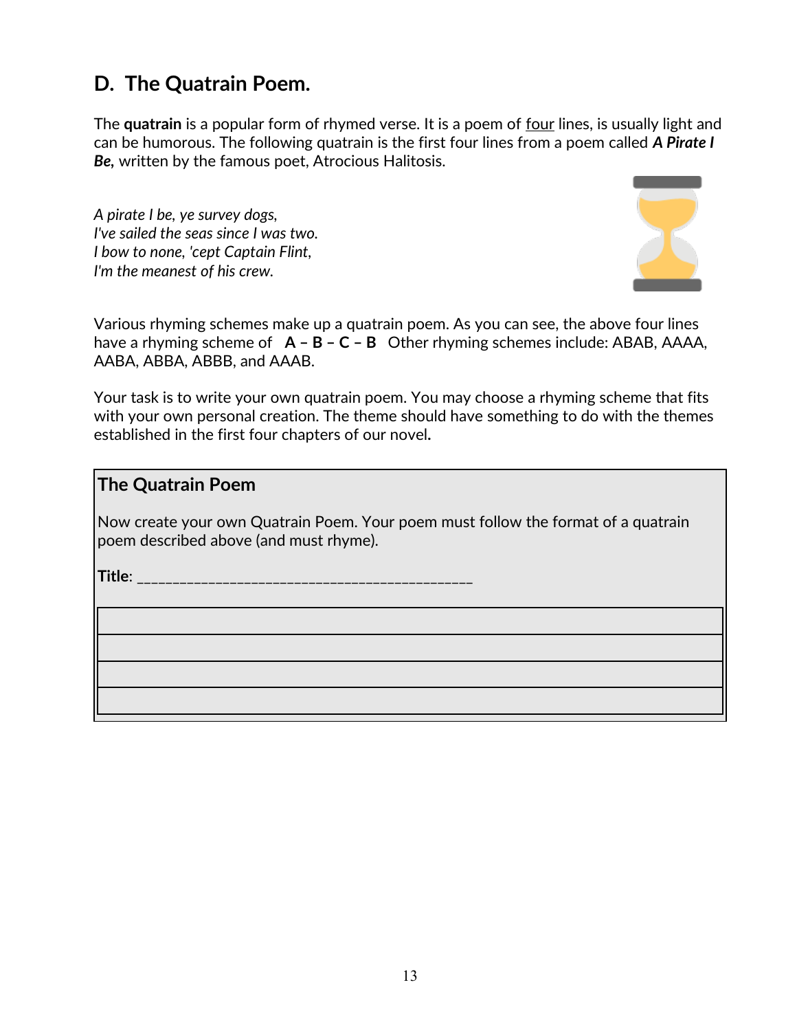## D. The Quatrain Poem.

The **quatrain** is a popular form of rhymed verse. It is a poem of <u>four</u> lines, is usually light and can be humorous. The following quatrain is the first four lines from a poem called ***A Pirate I Be,*** written by the famous poet, Atrocious Halitosis.

*A pirate I be, ye survey dogs,*
*I've sailed the seas since I was two.*
*I bow to none, 'cept Captain Flint,*
*I'm the meanest of his crew.*

Various rhyming schemes make up a quatrain poem. As you can see, the above four lines have a rhyming scheme of **A – B – C – B** Other rhyming schemes include: ABAB, AAAA, AABA, ABBA, ABBB, and AAAB.

Your task is to write your own quatrain poem. You may choose a rhyming scheme that fits with your own personal creation. The theme should have something to do with the themes established in the first four chapters of our novel**.**

### The Quatrain Poem

Now create your own Quatrain Poem. Your poem must follow the format of a quatrain poem described above (and must rhyme).

**Title**: _______________________________________________

| |
|---|
| |
| |
| |
| |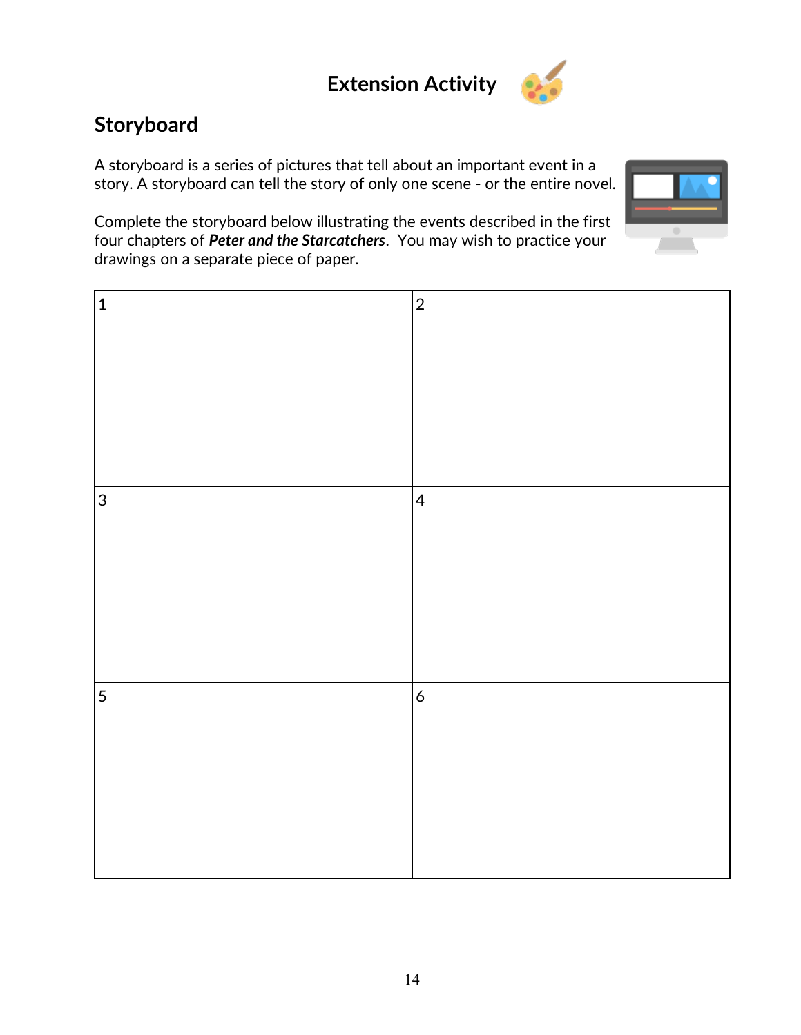# Extension Activity

## Storyboard

A storyboard is a series of pictures that tell about an important event in a story. A storyboard can tell the story of only one scene - or the entire novel.

Complete the storyboard below illustrating the events described in the first four chapters of ***Peter and the Starcatchers***. You may wish to practice your drawings on a separate piece of paper.

| | |
|---|---|
| 1 | 2 |
| 3 | 4 |
| 5 | 6 |